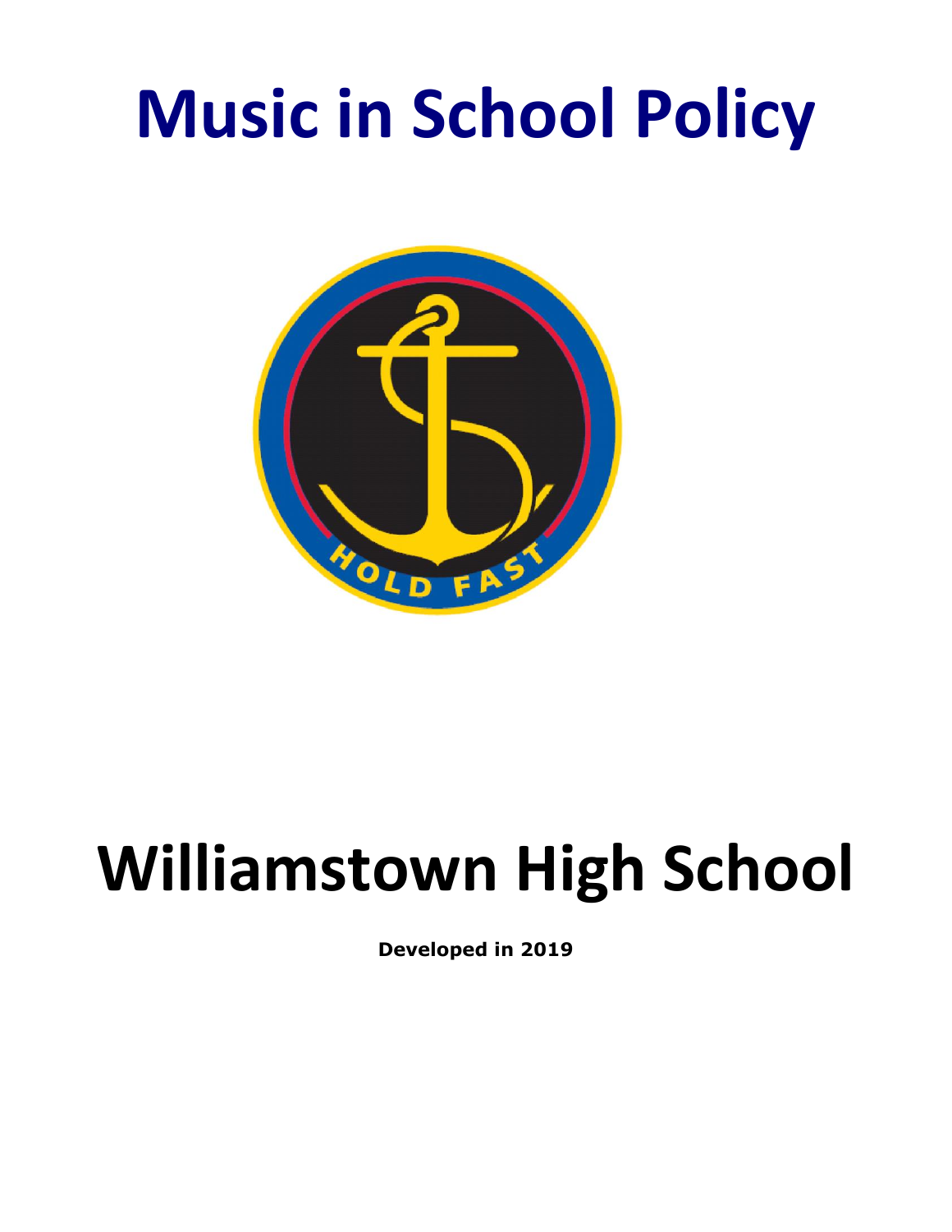# Music in School Policy

# Williamstown High School

**Developed in 2019**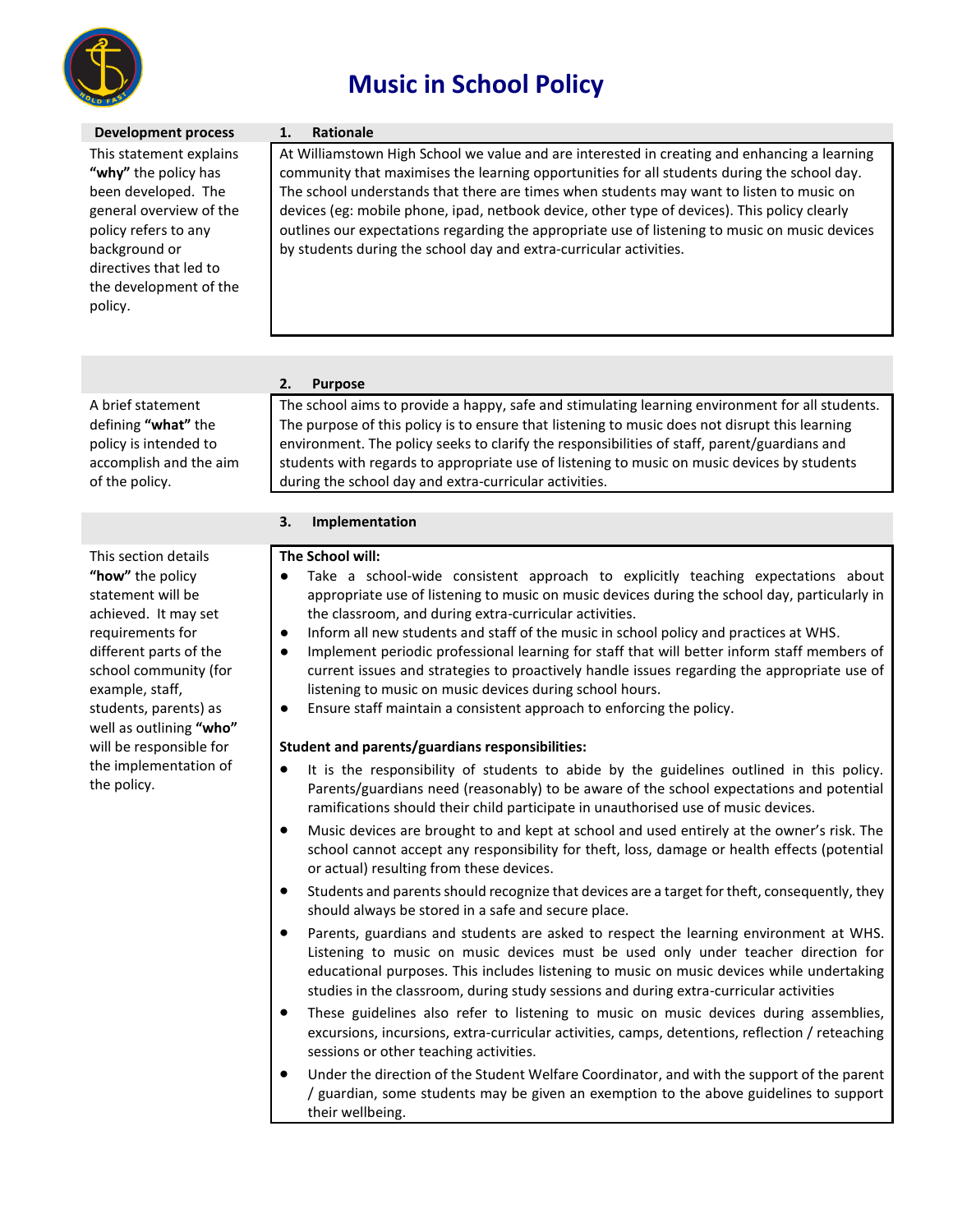# Music in School Policy

| Development process | 1. Rationale |
|---|---|
| This statement explains **"why"** the policy has been developed. The general overview of the policy refers to any background or directives that led to the development of the policy. | At Williamstown High School we value and are interested in creating and enhancing a learning community that maximises the learning opportunities for all students during the school day. The school understands that there are times when students may want to listen to music on devices (eg: mobile phone, ipad, netbook device, other type of devices). This policy clearly outlines our expectations regarding the appropriate use of listening to music on music devices by students during the school day and extra-curricular activities. |

| | 2. Purpose |
|---|---|
| A brief statement defining **"what"** the policy is intended to accomplish and the aim of the policy. | The school aims to provide a happy, safe and stimulating learning environment for all students. The purpose of this policy is to ensure that listening to music does not disrupt this learning environment. The policy seeks to clarify the responsibilities of staff, parent/guardians and students with regards to appropriate use of listening to music on music devices by students during the school day and extra-curricular activities. |

## 3. Implementation

*This section details **"how"** the policy statement will be achieved. It may set requirements for different parts of the school community (for example, staff, students, parents) as well as outlining **"who"** will be responsible for the implementation of the policy.*

**The School will:**

- Take a school-wide consistent approach to explicitly teaching expectations about appropriate use of listening to music on music devices during the school day, particularly in the classroom, and during extra-curricular activities.
- Inform all new students and staff of the music in school policy and practices at WHS.
- Implement periodic professional learning for staff that will better inform staff members of current issues and strategies to proactively handle issues regarding the appropriate use of listening to music on music devices during school hours.
- Ensure staff maintain a consistent approach to enforcing the policy.

**Student and parents/guardians responsibilities:**

- It is the responsibility of students to abide by the guidelines outlined in this policy. Parents/guardians need (reasonably) to be aware of the school expectations and potential ramifications should their child participate in unauthorised use of music devices.
- Music devices are brought to and kept at school and used entirely at the owner's risk. The school cannot accept any responsibility for theft, loss, damage or health effects (potential or actual) resulting from these devices.
- Students and parents should recognize that devices are a target for theft, consequently, they should always be stored in a safe and secure place.
- Parents, guardians and students are asked to respect the learning environment at WHS. Listening to music on music devices must be used only under teacher direction for educational purposes. This includes listening to music on music devices while undertaking studies in the classroom, during study sessions and during extra-curricular activities
- These guidelines also refer to listening to music on music devices during assemblies, excursions, incursions, extra-curricular activities, camps, detentions, reflection / reteaching sessions or other teaching activities.
- Under the direction of the Student Welfare Coordinator, and with the support of the parent / guardian, some students may be given an exemption to the above guidelines to support their wellbeing.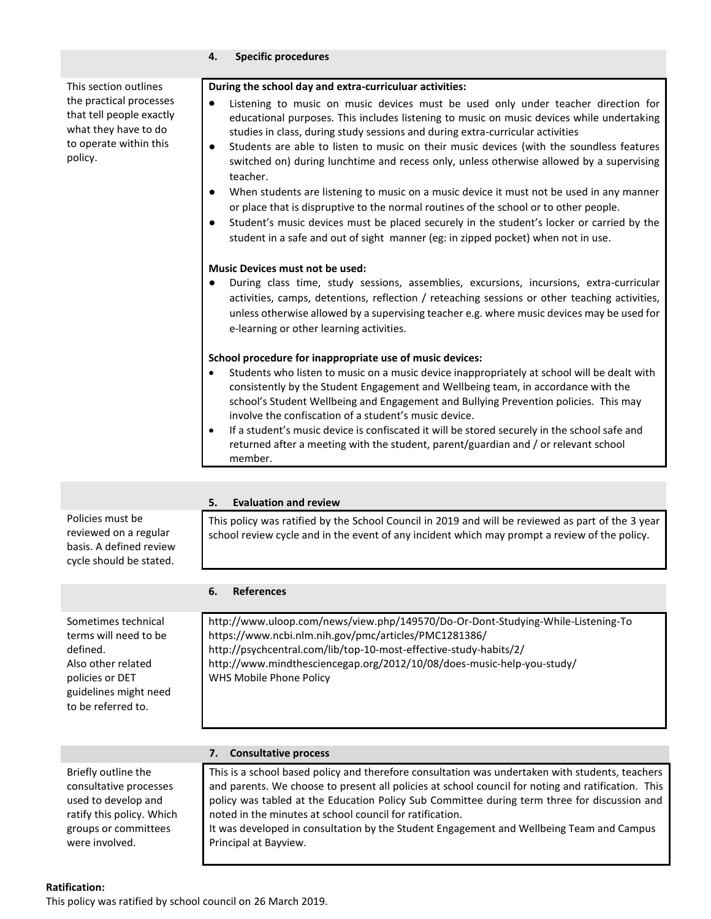## 4. Specific procedures

This section outlines the practical processes that tell people exactly what they have to do to operate within this policy.

**During the school day and extra-curricular activities:**

- Listening to music on music devices must be used only under teacher direction for educational purposes. This includes listening to music on music devices while undertaking studies in class, during study sessions and during extra-curricular activities
- Students are able to listen to music on their music devices (with the soundless features switched on) during lunchtime and recess only, unless otherwise allowed by a supervising teacher.
- When students are listening to music on a music device it must not be used in any manner or place that is dispruptive to the normal routines of the school or to other people.
- Student's music devices must be placed securely in the student's locker or carried by the student in a safe and out of sight manner (eg: in zipped pocket) when not in use.

**Music Devices must not be used:**

- During class time, study sessions, assemblies, excursions, incursions, extra-curricular activities, camps, detentions, reflection / reteaching sessions or other teaching activities, unless otherwise allowed by a supervising teacher e.g. where music devices may be used for e-learning or other learning activities.

**School procedure for inappropriate use of music devices:**

- Students who listen to music on a music device inappropriately at school will be dealt with consistently by the Student Engagement and Wellbeing team, in accordance with the school's Student Wellbeing and Engagement and Bullying Prevention policies. This may involve the confiscation of a student's music device.
- If a student's music device is confiscated it will be stored securely in the school safe and returned after a meeting with the student, parent/guardian and / or relevant school member.

## 5. Evaluation and review

Policies must be reviewed on a regular basis. A defined review cycle should be stated.

This policy was ratified by the School Council in 2019 and will be reviewed as part of the 3 year school review cycle and in the event of any incident which may prompt a review of the policy.

## 6. References

Sometimes technical terms will need to be defined. Also other related policies or DET guidelines might need to be referred to.

http://www.uloop.com/news/view.php/149570/Do-Or-Dont-Studying-While-Listening-To
https://www.ncbi.nlm.nih.gov/pmc/articles/PMC1281386/
http://psychcentral.com/lib/top-10-most-effective-study-habits/2/
http://www.mindthesciencegap.org/2012/10/08/does-music-help-you-study/
WHS Mobile Phone Policy

## 7. Consultative process

Briefly outline the consultative processes used to develop and ratify this policy. Which groups or committees were involved.

This is a school based policy and therefore consultation was undertaken with students, teachers and parents. We choose to present all policies at school council for noting and ratification. This policy was tabled at the Education Policy Sub Committee during term three for discussion and noted in the minutes at school council for ratification.
It was developed in consultation by the Student Engagement and Wellbeing Team and Campus Principal at Bayview.

**Ratification:**
This policy was ratified by school council on 26 March 2019.